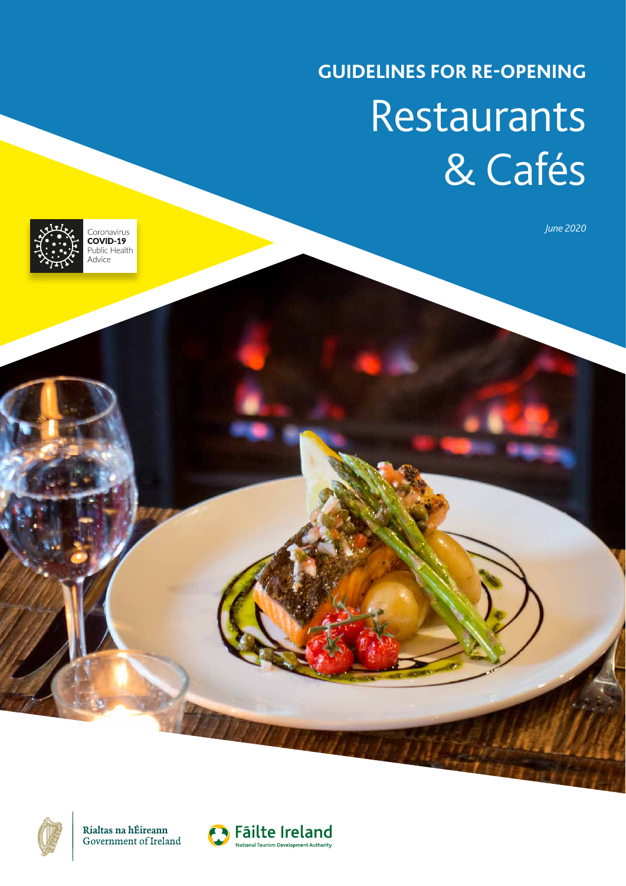# GUIDELINES FOR RE-OPENING

# Restaurants & Cafés

*June 2020*

Coronavirus
**COVID-19**
Public Health
Advice

Rialtas na hÉireann
Government of Ireland

Fáilte Ireland
National Tourism Development Authority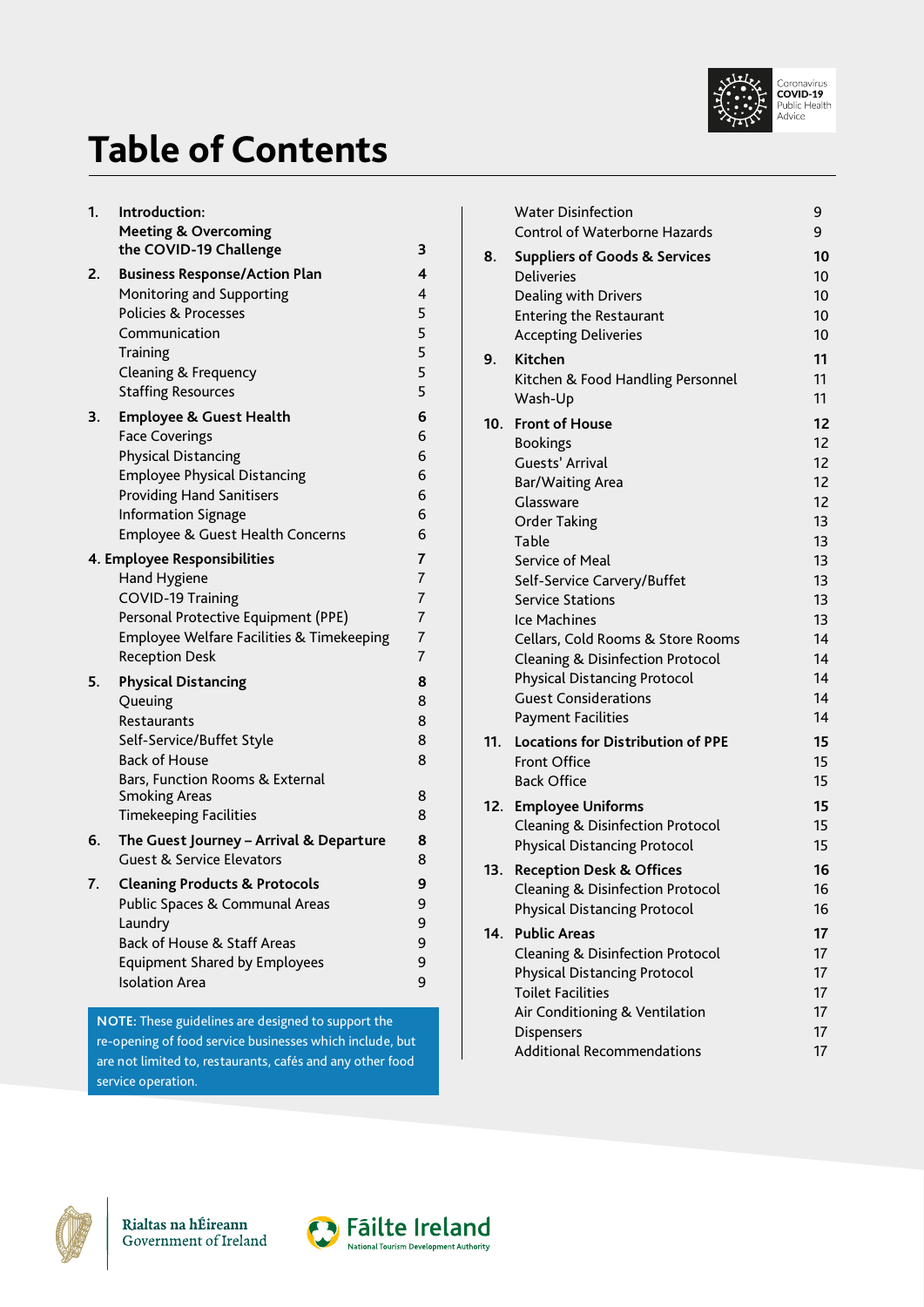# Table of Contents

| | | |
|---|---|---|
| **1.** | **Introduction: Meeting & Overcoming the COVID-19 Challenge** | **3** |
| **2.** | **Business Response/Action Plan** | **4** |
| | Monitoring and Supporting | 4 |
| | Policies & Processes | 5 |
| | Communication | 5 |
| | Training | 5 |
| | Cleaning & Frequency | 5 |
| | Staffing Resources | 5 |
| **3.** | **Employee & Guest Health** | **6** |
| | Face Coverings | 6 |
| | Physical Distancing | 6 |
| | Employee Physical Distancing | 6 |
| | Providing Hand Sanitisers | 6 |
| | Information Signage | 6 |
| | Employee & Guest Health Concerns | 6 |
| **4.** | **Employee Responsibilities** | **7** |
| | Hand Hygiene | 7 |
| | COVID-19 Training | 7 |
| | Personal Protective Equipment (PPE) | 7 |
| | Employee Welfare Facilities & Timekeeping | 7 |
| | Reception Desk | 7 |
| **5.** | **Physical Distancing** | **8** |
| | Queuing | 8 |
| | Restaurants | 8 |
| | Self-Service/Buffet Style | 8 |
| | Back of House | 8 |
| | Bars, Function Rooms & External Smoking Areas | 8 |
| | Timekeeping Facilities | 8 |
| **6.** | **The Guest Journey – Arrival & Departure** | **8** |
| | Guest & Service Elevators | 8 |
| **7.** | **Cleaning Products & Protocols** | **9** |
| | Public Spaces & Communal Areas | 9 |
| | Laundry | 9 |
| | Back of House & Staff Areas | 9 |
| | Equipment Shared by Employees | 9 |
| | Isolation Area | 9 |
| | Water Disinfection | 9 |
| | Control of Waterborne Hazards | 9 |
| **8.** | **Suppliers of Goods & Services** | **10** |
| | Deliveries | 10 |
| | Dealing with Drivers | 10 |
| | Entering the Restaurant | 10 |
| | Accepting Deliveries | 10 |
| **9.** | **Kitchen** | **11** |
| | Kitchen & Food Handling Personnel | 11 |
| | Wash-Up | 11 |
| **10.** | **Front of House** | **12** |
| | Bookings | 12 |
| | Guests' Arrival | 12 |
| | Bar/Waiting Area | 12 |
| | Glassware | 12 |
| | Order Taking | 13 |
| | Table | 13 |
| | Service of Meal | 13 |
| | Self-Service Carvery/Buffet | 13 |
| | Service Stations | 13 |
| | Ice Machines | 13 |
| | Cellars, Cold Rooms & Store Rooms | 14 |
| | Cleaning & Disinfection Protocol | 14 |
| | Physical Distancing Protocol | 14 |
| | Guest Considerations | 14 |
| | Payment Facilities | 14 |
| **11.** | **Locations for Distribution of PPE** | **15** |
| | Front Office | 15 |
| | Back Office | 15 |
| **12.** | **Employee Uniforms** | **15** |
| | Cleaning & Disinfection Protocol | 15 |
| | Physical Distancing Protocol | 15 |
| **13.** | **Reception Desk & Offices** | **16** |
| | Cleaning & Disinfection Protocol | 16 |
| | Physical Distancing Protocol | 16 |
| **14.** | **Public Areas** | **17** |
| | Cleaning & Disinfection Protocol | 17 |
| | Physical Distancing Protocol | 17 |
| | Toilet Facilities | 17 |
| | Air Conditioning & Ventilation | 17 |
| | Dispensers | 17 |
| | Additional Recommendations | 17 |

**NOTE:** These guidelines are designed to support the re-opening of food service businesses which include, but are not limited to, restaurants, cafés and any other food service operation.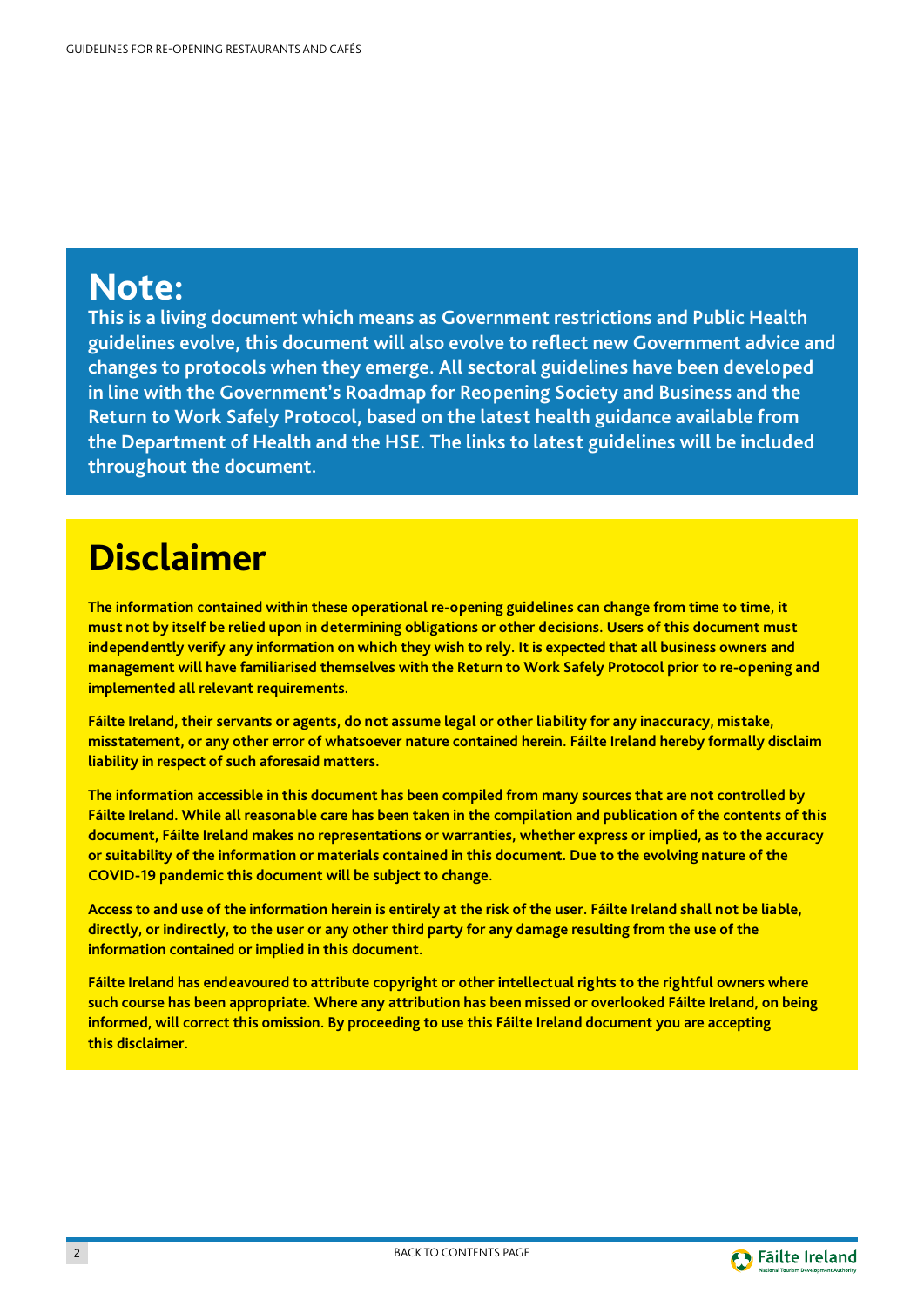# Note:

**This is a living document which means as Government restrictions and Public Health guidelines evolve, this document will also evolve to reflect new Government advice and changes to protocols when they emerge. All sectoral guidelines have been developed in line with the Government's Roadmap for Reopening Society and Business and the Return to Work Safely Protocol, based on the latest health guidance available from the Department of Health and the HSE. The links to latest guidelines will be included throughout the document.**

# Disclaimer

**The information contained within these operational re-opening guidelines can change from time to time, it must not by itself be relied upon in determining obligations or other decisions. Users of this document must independently verify any information on which they wish to rely. It is expected that all business owners and management will have familiarised themselves with the Return to Work Safely Protocol prior to re-opening and implemented all relevant requirements.**

**Fáilte Ireland, their servants or agents, do not assume legal or other liability for any inaccuracy, mistake, misstatement, or any other error of whatsoever nature contained herein. Fáilte Ireland hereby formally disclaim liability in respect of such aforesaid matters.**

**The information accessible in this document has been compiled from many sources that are not controlled by Fáilte Ireland. While all reasonable care has been taken in the compilation and publication of the contents of this document, Fáilte Ireland makes no representations or warranties, whether express or implied, as to the accuracy or suitability of the information or materials contained in this document. Due to the evolving nature of the COVID-19 pandemic this document will be subject to change.**

**Access to and use of the information herein is entirely at the risk of the user. Fáilte Ireland shall not be liable, directly, or indirectly, to the user or any other third party for any damage resulting from the use of the information contained or implied in this document.**

**Fáilte Ireland has endeavoured to attribute copyright or other intellectual rights to the rightful owners where such course has been appropriate. Where any attribution has been missed or overlooked Fáilte Ireland, on being informed, will correct this omission. By proceeding to use this Fáilte Ireland document you are accepting this disclaimer.**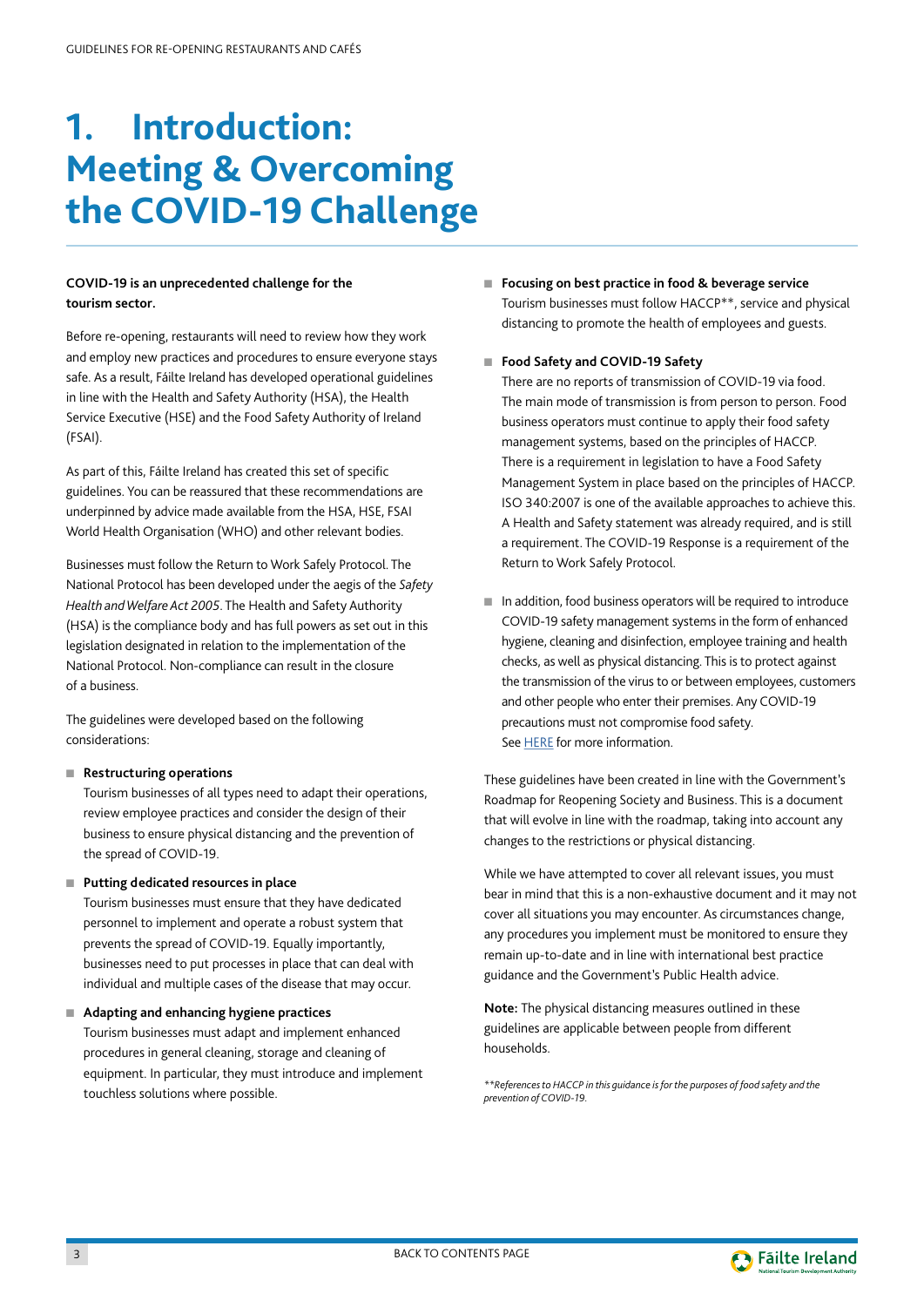# 1. Introduction: Meeting & Overcoming the COVID-19 Challenge

**COVID-19 is an unprecedented challenge for the tourism sector.**

Before re-opening, restaurants will need to review how they work and employ new practices and procedures to ensure everyone stays safe. As a result, Fáilte Ireland has developed operational guidelines in line with the Health and Safety Authority (HSA), the Health Service Executive (HSE) and the Food Safety Authority of Ireland (FSAI).

As part of this, Fáilte Ireland has created this set of specific guidelines. You can be reassured that these recommendations are underpinned by advice made available from the HSA, HSE, FSAI World Health Organisation (WHO) and other relevant bodies.

Businesses must follow the Return to Work Safely Protocol. The National Protocol has been developed under the aegis of the *Safety Health and Welfare Act 2005*. The Health and Safety Authority (HSA) is the compliance body and has full powers as set out in this legislation designated in relation to the implementation of the National Protocol. Non-compliance can result in the closure of a business.

The guidelines were developed based on the following considerations:

- **Restructuring operations**
  Tourism businesses of all types need to adapt their operations, review employee practices and consider the design of their business to ensure physical distancing and the prevention of the spread of COVID-19.

- **Putting dedicated resources in place**
  Tourism businesses must ensure that they have dedicated personnel to implement and operate a robust system that prevents the spread of COVID-19. Equally importantly, businesses need to put processes in place that can deal with individual and multiple cases of the disease that may occur.

- **Adapting and enhancing hygiene practices**
  Tourism businesses must adapt and implement enhanced procedures in general cleaning, storage and cleaning of equipment. In particular, they must introduce and implement touchless solutions where possible.

- **Focusing on best practice in food & beverage service**
  Tourism businesses must follow HACCP**, service and physical distancing to promote the health of employees and guests.

- **Food Safety and COVID-19 Safety**
  There are no reports of transmission of COVID-19 via food. The main mode of transmission is from person to person. Food business operators must continue to apply their food safety management systems, based on the principles of HACCP. There is a requirement in legislation to have a Food Safety Management System in place based on the principles of HACCP. ISO 340:2007 is one of the available approaches to achieve this. A Health and Safety statement was already required, and is still a requirement. The COVID-19 Response is a requirement of the Return to Work Safely Protocol.

- In addition, food business operators will be required to introduce COVID-19 safety management systems in the form of enhanced hygiene, cleaning and disinfection, employee training and health checks, as well as physical distancing. This is to protect against the transmission of the virus to or between employees, customers and other people who enter their premises. Any COVID-19 precautions must not compromise food safety.
  See HERE for more information.

These guidelines have been created in line with the Government's Roadmap for Reopening Society and Business. This is a document that will evolve in line with the roadmap, taking into account any changes to the restrictions or physical distancing.

While we have attempted to cover all relevant issues, you must bear in mind that this is a non-exhaustive document and it may not cover all situations you may encounter. As circumstances change, any procedures you implement must be monitored to ensure they remain up-to-date and in line with international best practice guidance and the Government's Public Health advice.

**Note:** The physical distancing measures outlined in these guidelines are applicable between people from different households.

*\*\*References to HACCP in this guidance is for the purposes of food safety and the prevention of COVID-19.*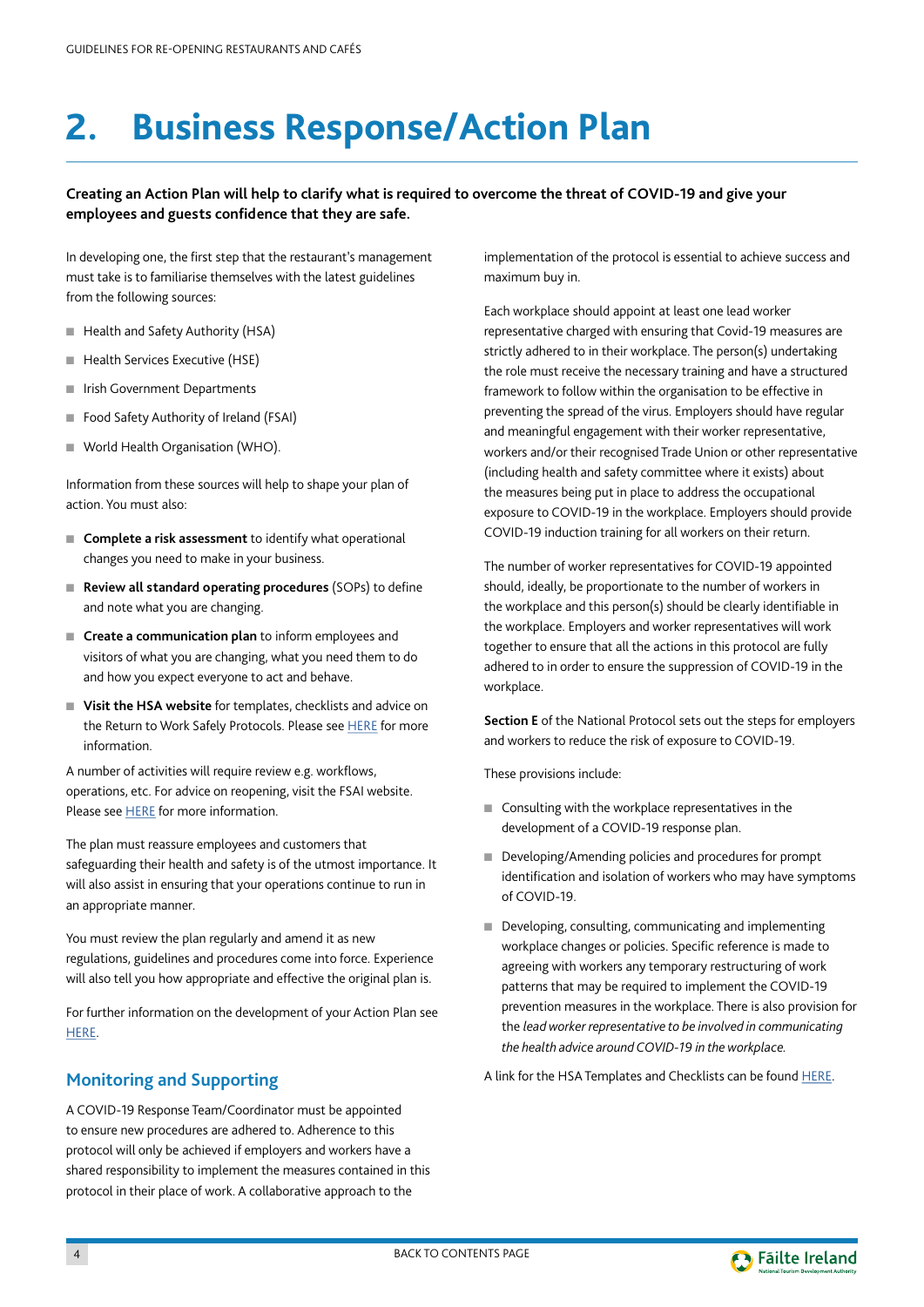# 2. Business Response/Action Plan

**Creating an Action Plan will help to clarify what is required to overcome the threat of COVID-19 and give your employees and guests confidence that they are safe.**

In developing one, the first step that the restaurant's management must take is to familiarise themselves with the latest guidelines from the following sources:

- Health and Safety Authority (HSA)
- Health Services Executive (HSE)
- Irish Government Departments
- Food Safety Authority of Ireland (FSAI)
- World Health Organisation (WHO).

Information from these sources will help to shape your plan of action. You must also:

- **Complete a risk assessment** to identify what operational changes you need to make in your business.
- **Review all standard operating procedures** (SOPs) to define and note what you are changing.
- **Create a communication plan** to inform employees and visitors of what you are changing, what you need them to do and how you expect everyone to act and behave.
- **Visit the HSA website** for templates, checklists and advice on the Return to Work Safely Protocols. Please see HERE for more information.

A number of activities will require review e.g. workflows, operations, etc. For advice on reopening, visit the FSAI website. Please see HERE for more information.

The plan must reassure employees and customers that safeguarding their health and safety is of the utmost importance. It will also assist in ensuring that your operations continue to run in an appropriate manner.

You must review the plan regularly and amend it as new regulations, guidelines and procedures come into force. Experience will also tell you how appropriate and effective the original plan is.

For further information on the development of your Action Plan see HERE.

## Monitoring and Supporting

A COVID-19 Response Team/Coordinator must be appointed to ensure new procedures are adhered to. Adherence to this protocol will only be achieved if employers and workers have a shared responsibility to implement the measures contained in this protocol in their place of work. A collaborative approach to the implementation of the protocol is essential to achieve success and maximum buy in.

Each workplace should appoint at least one lead worker representative charged with ensuring that Covid-19 measures are strictly adhered to in their workplace. The person(s) undertaking the role must receive the necessary training and have a structured framework to follow within the organisation to be effective in preventing the spread of the virus. Employers should have regular and meaningful engagement with their worker representative, workers and/or their recognised Trade Union or other representative (including health and safety committee where it exists) about the measures being put in place to address the occupational exposure to COVID-19 in the workplace. Employers should provide COVID-19 induction training for all workers on their return.

The number of worker representatives for COVID-19 appointed should, ideally, be proportionate to the number of workers in the workplace and this person(s) should be clearly identifiable in the workplace. Employers and worker representatives will work together to ensure that all the actions in this protocol are fully adhered to in order to ensure the suppression of COVID-19 in the workplace.

**Section E** of the National Protocol sets out the steps for employers and workers to reduce the risk of exposure to COVID-19.

These provisions include:

- Consulting with the workplace representatives in the development of a COVID-19 response plan.
- Developing/Amending policies and procedures for prompt identification and isolation of workers who may have symptoms of COVID-19.
- Developing, consulting, communicating and implementing workplace changes or policies. Specific reference is made to agreeing with workers any temporary restructuring of work patterns that may be required to implement the COVID-19 prevention measures in the workplace. There is also provision for the *lead worker representative to be involved in communicating the health advice around COVID-19 in the workplace.*

A link for the HSA Templates and Checklists can be found HERE.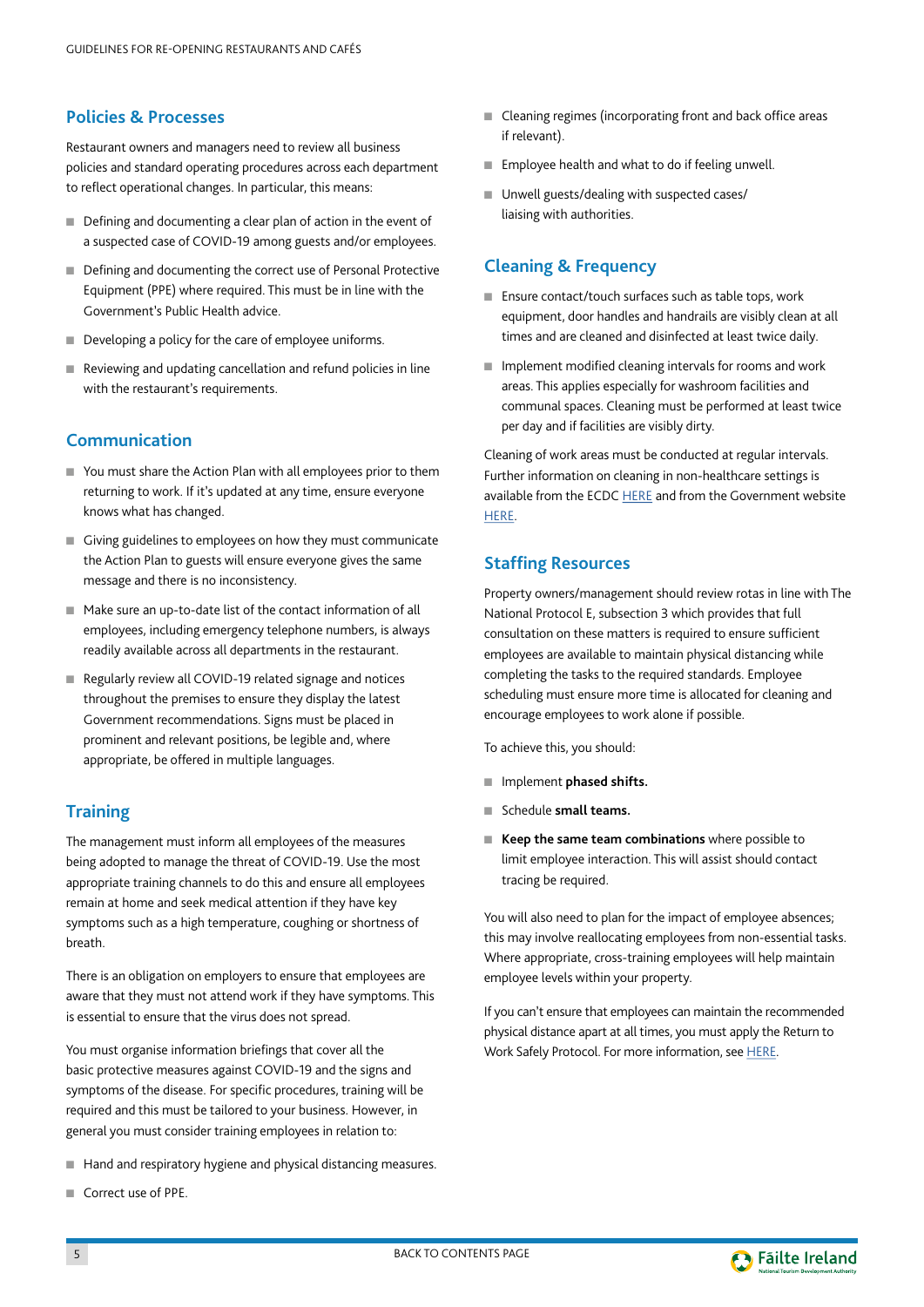## Policies & Processes

Restaurant owners and managers need to review all business policies and standard operating procedures across each department to reflect operational changes. In particular, this means:

- Defining and documenting a clear plan of action in the event of a suspected case of COVID-19 among guests and/or employees.
- Defining and documenting the correct use of Personal Protective Equipment (PPE) where required. This must be in line with the Government's Public Health advice.
- Developing a policy for the care of employee uniforms.
- Reviewing and updating cancellation and refund policies in line with the restaurant's requirements.

## Communication

- You must share the Action Plan with all employees prior to them returning to work. If it's updated at any time, ensure everyone knows what has changed.
- Giving guidelines to employees on how they must communicate the Action Plan to guests will ensure everyone gives the same message and there is no inconsistency.
- Make sure an up-to-date list of the contact information of all employees, including emergency telephone numbers, is always readily available across all departments in the restaurant.
- Regularly review all COVID-19 related signage and notices throughout the premises to ensure they display the latest Government recommendations. Signs must be placed in prominent and relevant positions, be legible and, where appropriate, be offered in multiple languages.

## Training

The management must inform all employees of the measures being adopted to manage the threat of COVID-19. Use the most appropriate training channels to do this and ensure all employees remain at home and seek medical attention if they have key symptoms such as a high temperature, coughing or shortness of breath.

There is an obligation on employers to ensure that employees are aware that they must not attend work if they have symptoms. This is essential to ensure that the virus does not spread.

You must organise information briefings that cover all the basic protective measures against COVID-19 and the signs and symptoms of the disease. For specific procedures, training will be required and this must be tailored to your business. However, in general you must consider training employees in relation to:

- Hand and respiratory hygiene and physical distancing measures.
- Correct use of PPE.
- Cleaning regimes (incorporating front and back office areas if relevant).
- Employee health and what to do if feeling unwell.
- Unwell guests/dealing with suspected cases/ liaising with authorities.

## Cleaning & Frequency

- Ensure contact/touch surfaces such as table tops, work equipment, door handles and handrails are visibly clean at all times and are cleaned and disinfected at least twice daily.
- Implement modified cleaning intervals for rooms and work areas. This applies especially for washroom facilities and communal spaces. Cleaning must be performed at least twice per day and if facilities are visibly dirty.

Cleaning of work areas must be conducted at regular intervals. Further information on cleaning in non-healthcare settings is available from the ECDC HERE and from the Government website HERE.

## Staffing Resources

Property owners/management should review rotas in line with The National Protocol E, subsection 3 which provides that full consultation on these matters is required to ensure sufficient employees are available to maintain physical distancing while completing the tasks to the required standards. Employee scheduling must ensure more time is allocated for cleaning and encourage employees to work alone if possible.

To achieve this, you should:

- Implement **phased shifts.**
- Schedule **small teams.**
- **Keep the same team combinations** where possible to limit employee interaction. This will assist should contact tracing be required.

You will also need to plan for the impact of employee absences; this may involve reallocating employees from non-essential tasks. Where appropriate, cross-training employees will help maintain employee levels within your property.

If you can't ensure that employees can maintain the recommended physical distance apart at all times, you must apply the Return to Work Safely Protocol. For more information, see HERE.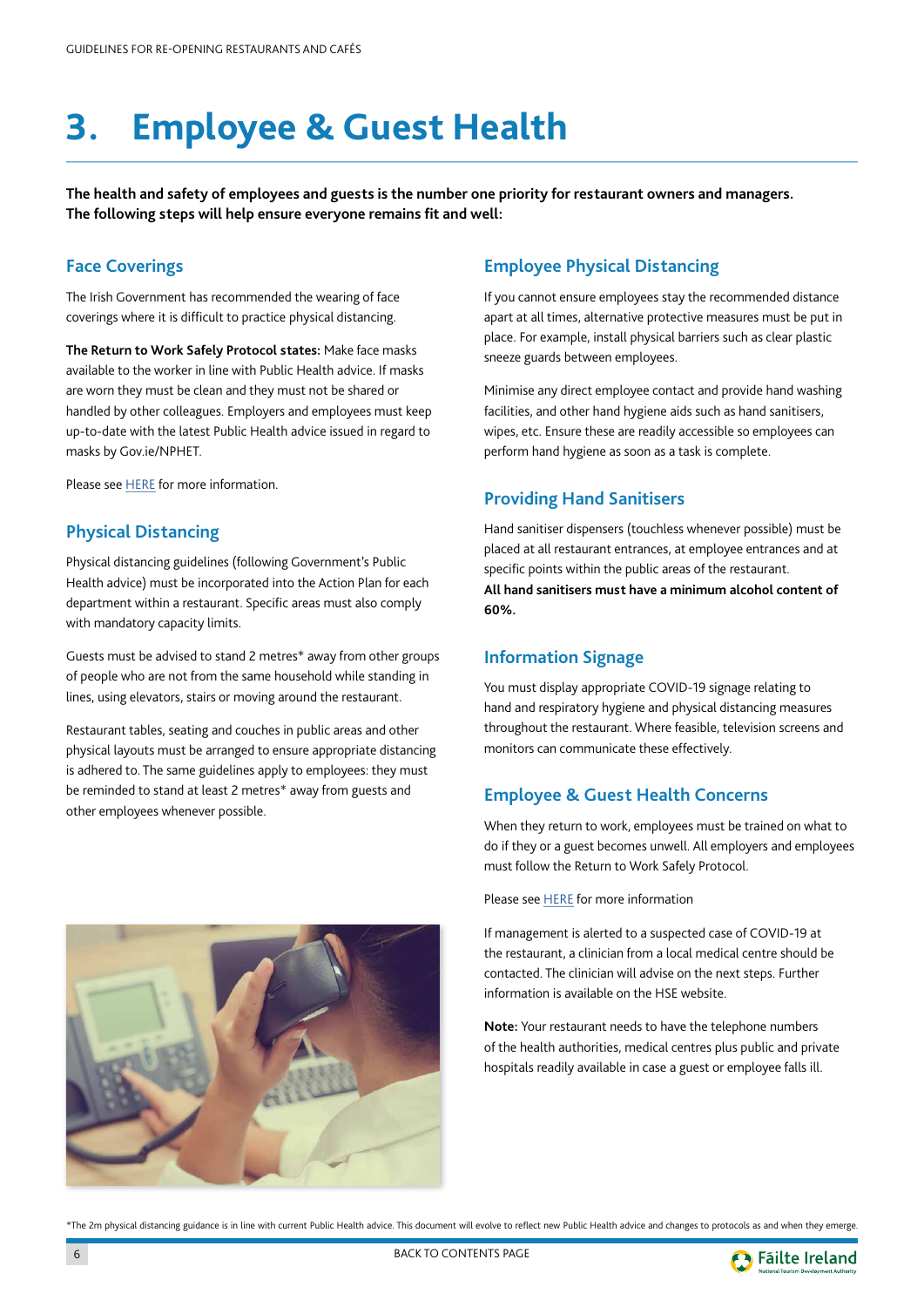# 3. Employee & Guest Health

**The health and safety of employees and guests is the number one priority for restaurant owners and managers. The following steps will help ensure everyone remains fit and well:**

## Face Coverings

The Irish Government has recommended the wearing of face coverings where it is difficult to practice physical distancing.

**The Return to Work Safely Protocol states:** Make face masks available to the worker in line with Public Health advice. If masks are worn they must be clean and they must not be shared or handled by other colleagues. Employers and employees must keep up-to-date with the latest Public Health advice issued in regard to masks by Gov.ie/NPHET.

Please see HERE for more information.

## Physical Distancing

Physical distancing guidelines (following Government's Public Health advice) must be incorporated into the Action Plan for each department within a restaurant. Specific areas must also comply with mandatory capacity limits.

Guests must be advised to stand 2 metres* away from other groups of people who are not from the same household while standing in lines, using elevators, stairs or moving around the restaurant.

Restaurant tables, seating and couches in public areas and other physical layouts must be arranged to ensure appropriate distancing is adhered to. The same guidelines apply to employees: they must be reminded to stand at least 2 metres* away from guests and other employees whenever possible.

## Employee Physical Distancing

If you cannot ensure employees stay the recommended distance apart at all times, alternative protective measures must be put in place. For example, install physical barriers such as clear plastic sneeze guards between employees.

Minimise any direct employee contact and provide hand washing facilities, and other hand hygiene aids such as hand sanitisers, wipes, etc. Ensure these are readily accessible so employees can perform hand hygiene as soon as a task is complete.

## Providing Hand Sanitisers

Hand sanitiser dispensers (touchless whenever possible) must be placed at all restaurant entrances, at employee entrances and at specific points within the public areas of the restaurant. **All hand sanitisers must have a minimum alcohol content of 60%.**

## Information Signage

You must display appropriate COVID-19 signage relating to hand and respiratory hygiene and physical distancing measures throughout the restaurant. Where feasible, television screens and monitors can communicate these effectively.

## Employee & Guest Health Concerns

When they return to work, employees must be trained on what to do if they or a guest becomes unwell. All employers and employees must follow the Return to Work Safely Protocol.

Please see HERE for more information

If management is alerted to a suspected case of COVID-19 at the restaurant, a clinician from a local medical centre should be contacted. The clinician will advise on the next steps. Further information is available on the HSE website.

**Note:** Your restaurant needs to have the telephone numbers of the health authorities, medical centres plus public and private hospitals readily available in case a guest or employee falls ill.

*The 2m physical distancing guidance is in line with current Public Health advice. This document will evolve to reflect new Public Health advice and changes to protocols as and when they emerge.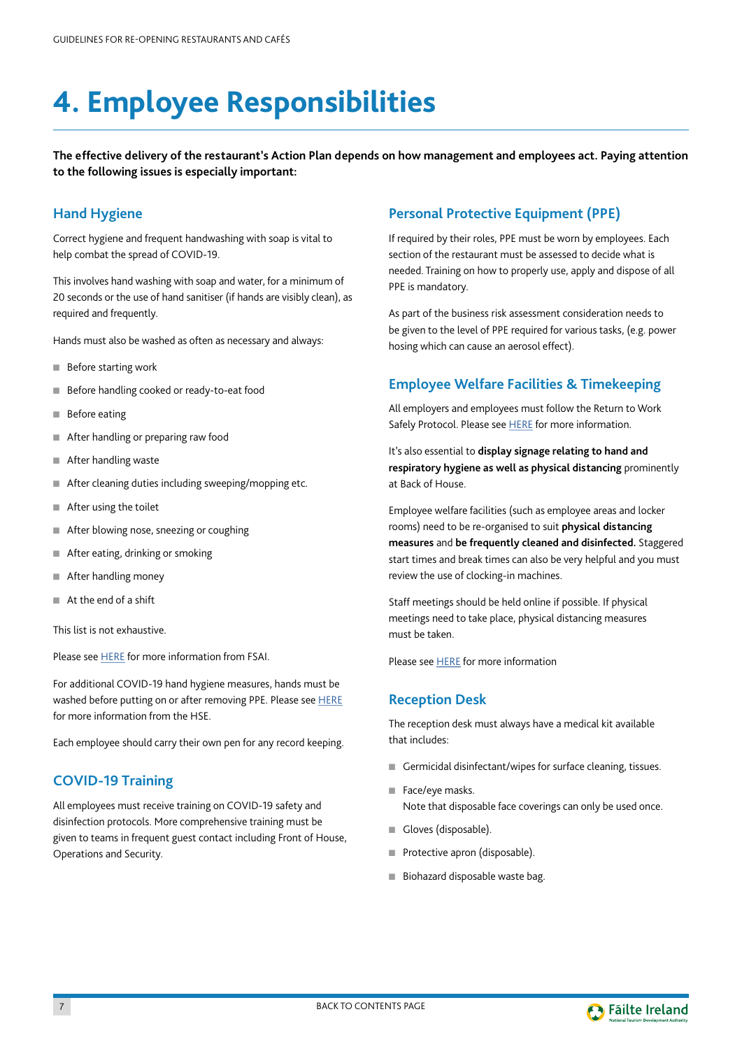# 4. Employee Responsibilities

**The effective delivery of the restaurant's Action Plan depends on how management and employees act. Paying attention to the following issues is especially important:**

## Hand Hygiene

Correct hygiene and frequent handwashing with soap is vital to help combat the spread of COVID-19.

This involves hand washing with soap and water, for a minimum of 20 seconds or the use of hand sanitiser (if hands are visibly clean), as required and frequently.

Hands must also be washed as often as necessary and always:

- Before starting work
- Before handling cooked or ready-to-eat food
- Before eating
- After handling or preparing raw food
- After handling waste
- After cleaning duties including sweeping/mopping etc.
- After using the toilet
- After blowing nose, sneezing or coughing
- After eating, drinking or smoking
- After handling money
- At the end of a shift

This list is not exhaustive.

Please see HERE for more information from FSAI.

For additional COVID-19 hand hygiene measures, hands must be washed before putting on or after removing PPE. Please see HERE for more information from the HSE.

Each employee should carry their own pen for any record keeping.

## COVID-19 Training

All employees must receive training on COVID-19 safety and disinfection protocols. More comprehensive training must be given to teams in frequent guest contact including Front of House, Operations and Security.

## Personal Protective Equipment (PPE)

If required by their roles, PPE must be worn by employees. Each section of the restaurant must be assessed to decide what is needed. Training on how to properly use, apply and dispose of all PPE is mandatory.

As part of the business risk assessment consideration needs to be given to the level of PPE required for various tasks, (e.g. power hosing which can cause an aerosol effect).

## Employee Welfare Facilities & Timekeeping

All employers and employees must follow the Return to Work Safely Protocol. Please see HERE for more information.

It's also essential to **display signage relating to hand and respiratory hygiene as well as physical distancing** prominently at Back of House.

Employee welfare facilities (such as employee areas and locker rooms) need to be re-organised to suit **physical distancing measures** and **be frequently cleaned and disinfected.** Staggered start times and break times can also be very helpful and you must review the use of clocking-in machines.

Staff meetings should be held online if possible. If physical meetings need to take place, physical distancing measures must be taken.

Please see HERE for more information

## Reception Desk

The reception desk must always have a medical kit available that includes:

- Germicidal disinfectant/wipes for surface cleaning, tissues.
- Face/eye masks.
  Note that disposable face coverings can only be used once.
- Gloves (disposable).
- Protective apron (disposable).
- Biohazard disposable waste bag.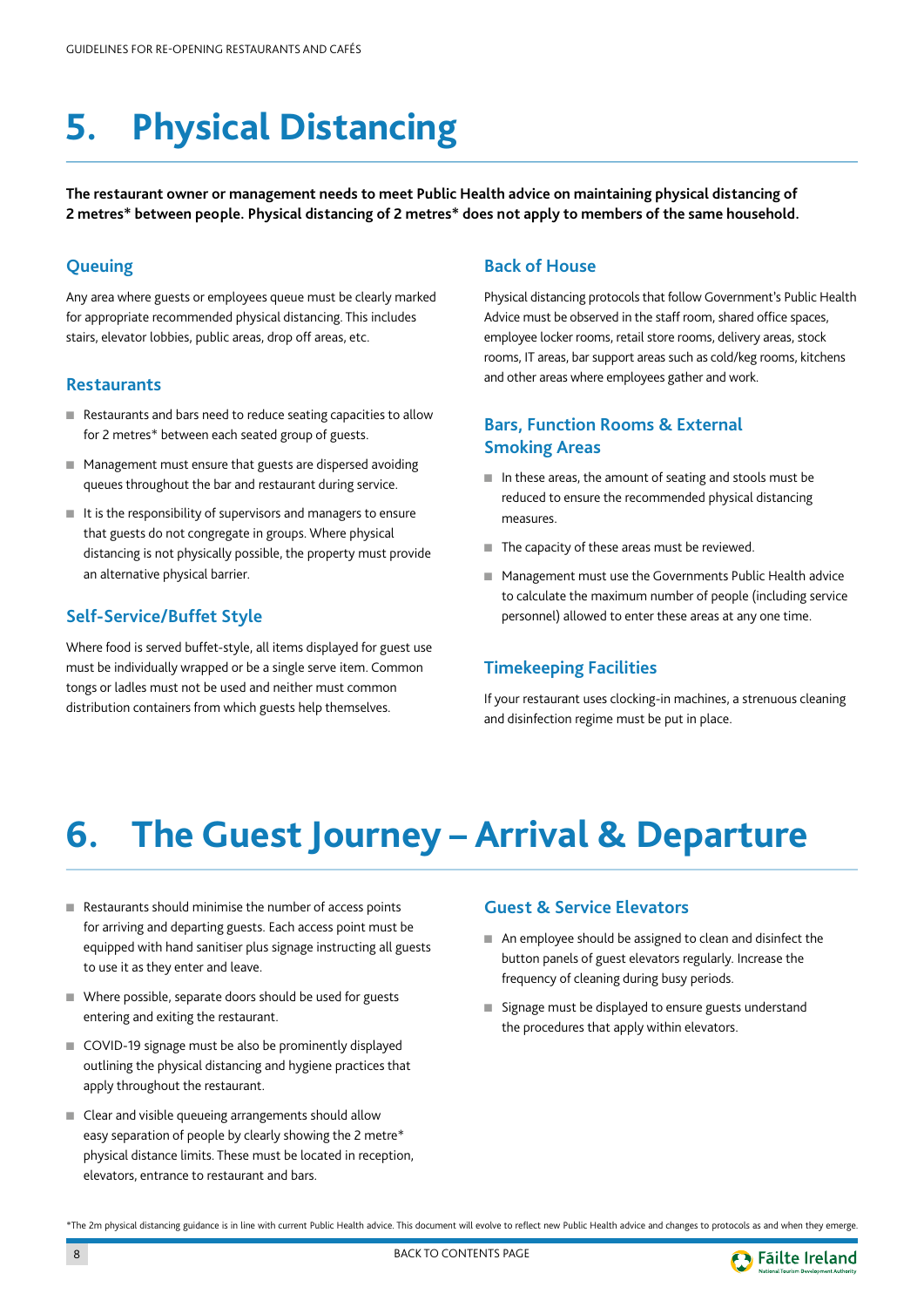# 5. Physical Distancing

**The restaurant owner or management needs to meet Public Health advice on maintaining physical distancing of 2 metres* between people. Physical distancing of 2 metres* does not apply to members of the same household.**

### Queuing

Any area where guests or employees queue must be clearly marked for appropriate recommended physical distancing. This includes stairs, elevator lobbies, public areas, drop off areas, etc.

### Restaurants

- Restaurants and bars need to reduce seating capacities to allow for 2 metres* between each seated group of guests.
- Management must ensure that guests are dispersed avoiding queues throughout the bar and restaurant during service.
- It is the responsibility of supervisors and managers to ensure that guests do not congregate in groups. Where physical distancing is not physically possible, the property must provide an alternative physical barrier.

### Self-Service/Buffet Style

Where food is served buffet-style, all items displayed for guest use must be individually wrapped or be a single serve item. Common tongs or ladles must not be used and neither must common distribution containers from which guests help themselves.

### Back of House

Physical distancing protocols that follow Government's Public Health Advice must be observed in the staff room, shared office spaces, employee locker rooms, retail store rooms, delivery areas, stock rooms, IT areas, bar support areas such as cold/keg rooms, kitchens and other areas where employees gather and work.

### Bars, Function Rooms & External Smoking Areas

- In these areas, the amount of seating and stools must be reduced to ensure the recommended physical distancing measures.
- The capacity of these areas must be reviewed.
- Management must use the Governments Public Health advice to calculate the maximum number of people (including service personnel) allowed to enter these areas at any one time.

### Timekeeping Facilities

If your restaurant uses clocking-in machines, a strenuous cleaning and disinfection regime must be put in place.

# 6. The Guest Journey – Arrival & Departure

- Restaurants should minimise the number of access points for arriving and departing guests. Each access point must be equipped with hand sanitiser plus signage instructing all guests to use it as they enter and leave.
- Where possible, separate doors should be used for guests entering and exiting the restaurant.
- COVID-19 signage must be also be prominently displayed outlining the physical distancing and hygiene practices that apply throughout the restaurant.
- Clear and visible queueing arrangements should allow easy separation of people by clearly showing the 2 metre* physical distance limits. These must be located in reception, elevators, entrance to restaurant and bars.

### Guest & Service Elevators

- An employee should be assigned to clean and disinfect the button panels of guest elevators regularly. Increase the frequency of cleaning during busy periods.
- Signage must be displayed to ensure guests understand the procedures that apply within elevators.

*The 2m physical distancing guidance is in line with current Public Health advice. This document will evolve to reflect new Public Health advice and changes to protocols as and when they emerge.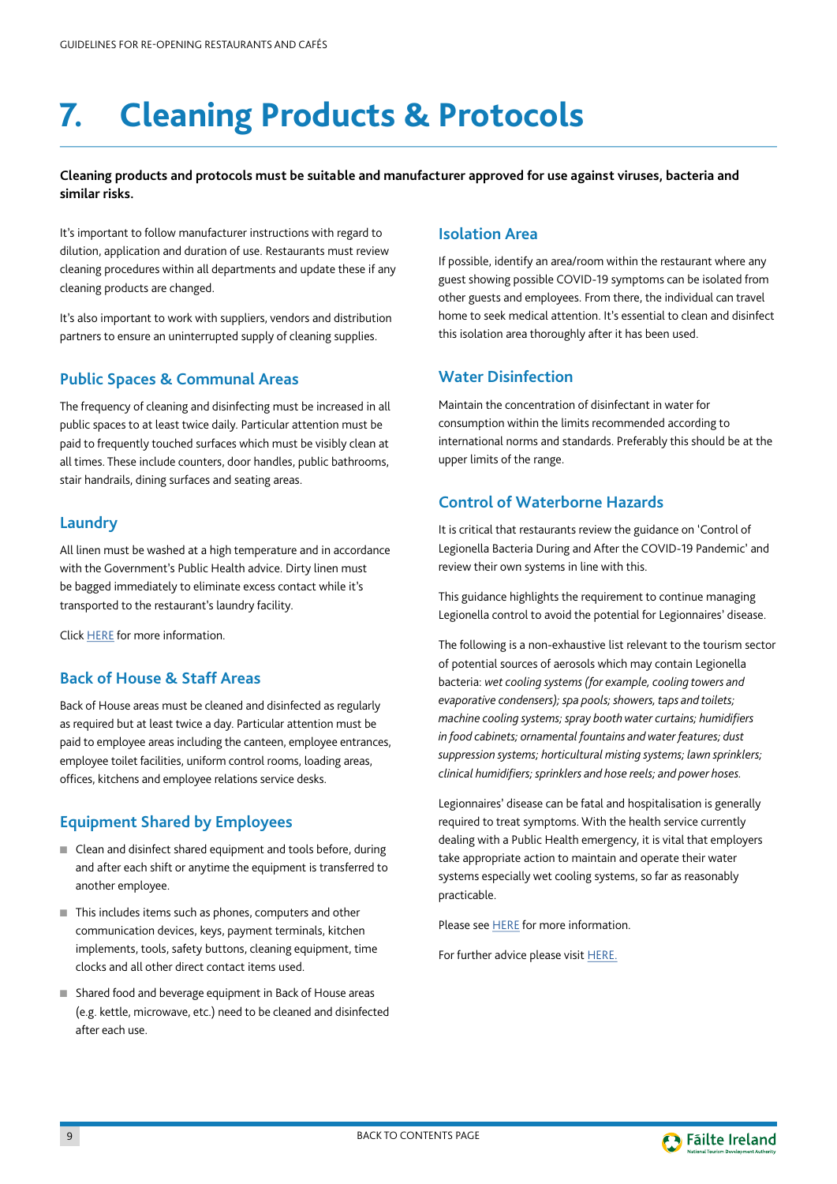# 7. Cleaning Products & Protocols

**Cleaning products and protocols must be suitable and manufacturer approved for use against viruses, bacteria and similar risks.**

It's important to follow manufacturer instructions with regard to dilution, application and duration of use. Restaurants must review cleaning procedures within all departments and update these if any cleaning products are changed.

It's also important to work with suppliers, vendors and distribution partners to ensure an uninterrupted supply of cleaning supplies.

## Public Spaces & Communal Areas

The frequency of cleaning and disinfecting must be increased in all public spaces to at least twice daily. Particular attention must be paid to frequently touched surfaces which must be visibly clean at all times. These include counters, door handles, public bathrooms, stair handrails, dining surfaces and seating areas.

## Laundry

All linen must be washed at a high temperature and in accordance with the Government's Public Health advice. Dirty linen must be bagged immediately to eliminate excess contact while it's transported to the restaurant's laundry facility.

Click HERE for more information.

## Back of House & Staff Areas

Back of House areas must be cleaned and disinfected as regularly as required but at least twice a day. Particular attention must be paid to employee areas including the canteen, employee entrances, employee toilet facilities, uniform control rooms, loading areas, offices, kitchens and employee relations service desks.

## Equipment Shared by Employees

- Clean and disinfect shared equipment and tools before, during and after each shift or anytime the equipment is transferred to another employee.
- This includes items such as phones, computers and other communication devices, keys, payment terminals, kitchen implements, tools, safety buttons, cleaning equipment, time clocks and all other direct contact items used.
- Shared food and beverage equipment in Back of House areas (e.g. kettle, microwave, etc.) need to be cleaned and disinfected after each use.

## Isolation Area

If possible, identify an area/room within the restaurant where any guest showing possible COVID-19 symptoms can be isolated from other guests and employees. From there, the individual can travel home to seek medical attention. It's essential to clean and disinfect this isolation area thoroughly after it has been used.

## Water Disinfection

Maintain the concentration of disinfectant in water for consumption within the limits recommended according to international norms and standards. Preferably this should be at the upper limits of the range.

## Control of Waterborne Hazards

It is critical that restaurants review the guidance on 'Control of Legionella Bacteria During and After the COVID-19 Pandemic' and review their own systems in line with this.

This guidance highlights the requirement to continue managing Legionella control to avoid the potential for Legionnaires' disease.

The following is a non-exhaustive list relevant to the tourism sector of potential sources of aerosols which may contain Legionella bacteria: *wet cooling systems (for example, cooling towers and evaporative condensers); spa pools; showers, taps and toilets; machine cooling systems; spray booth water curtains; humidifiers in food cabinets; ornamental fountains and water features; dust suppression systems; horticultural misting systems; lawn sprinklers; clinical humidifiers; sprinklers and hose reels; and power hoses.*

Legionnaires' disease can be fatal and hospitalisation is generally required to treat symptoms. With the health service currently dealing with a Public Health emergency, it is vital that employers take appropriate action to maintain and operate their water systems especially wet cooling systems, so far as reasonably practicable.

Please see HERE for more information.

For further advice please visit HERE.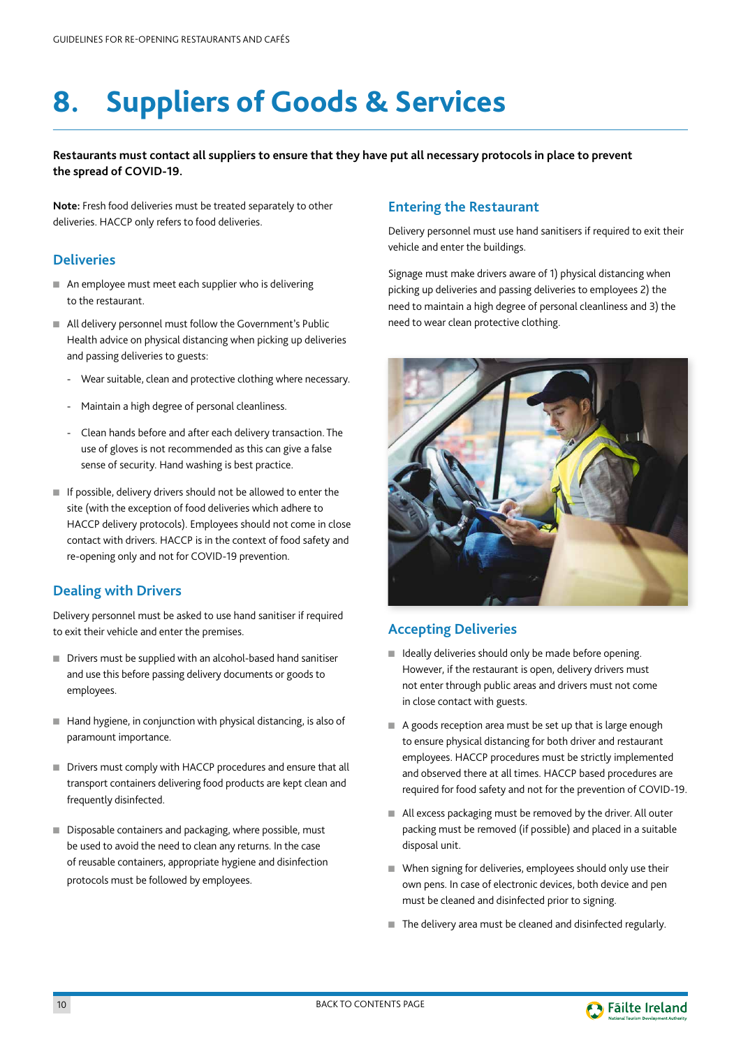# 8. Suppliers of Goods & Services

**Restaurants must contact all suppliers to ensure that they have put all necessary protocols in place to prevent the spread of COVID-19.**

**Note:** Fresh food deliveries must be treated separately to other deliveries. HACCP only refers to food deliveries.

## Deliveries

- An employee must meet each supplier who is delivering to the restaurant.
- All delivery personnel must follow the Government's Public Health advice on physical distancing when picking up deliveries and passing deliveries to guests:
  - Wear suitable, clean and protective clothing where necessary.
  - Maintain a high degree of personal cleanliness.
  - Clean hands before and after each delivery transaction. The use of gloves is not recommended as this can give a false sense of security. Hand washing is best practice.
- If possible, delivery drivers should not be allowed to enter the site (with the exception of food deliveries which adhere to HACCP delivery protocols). Employees should not come in close contact with drivers. HACCP is in the context of food safety and re-opening only and not for COVID-19 prevention.

## Dealing with Drivers

Delivery personnel must be asked to use hand sanitiser if required to exit their vehicle and enter the premises.

- Drivers must be supplied with an alcohol-based hand sanitiser and use this before passing delivery documents or goods to employees.
- Hand hygiene, in conjunction with physical distancing, is also of paramount importance.
- Drivers must comply with HACCP procedures and ensure that all transport containers delivering food products are kept clean and frequently disinfected.
- Disposable containers and packaging, where possible, must be used to avoid the need to clean any returns. In the case of reusable containers, appropriate hygiene and disinfection protocols must be followed by employees.

## Entering the Restaurant

Delivery personnel must use hand sanitisers if required to exit their vehicle and enter the buildings.

Signage must make drivers aware of 1) physical distancing when picking up deliveries and passing deliveries to employees 2) the need to maintain a high degree of personal cleanliness and 3) the need to wear clean protective clothing.

## Accepting Deliveries

- Ideally deliveries should only be made before opening. However, if the restaurant is open, delivery drivers must not enter through public areas and drivers must not come in close contact with guests.
- A goods reception area must be set up that is large enough to ensure physical distancing for both driver and restaurant employees. HACCP procedures must be strictly implemented and observed there at all times. HACCP based procedures are required for food safety and not for the prevention of COVID-19.
- All excess packaging must be removed by the driver. All outer packing must be removed (if possible) and placed in a suitable disposal unit.
- When signing for deliveries, employees should only use their own pens. In case of electronic devices, both device and pen must be cleaned and disinfected prior to signing.
- The delivery area must be cleaned and disinfected regularly.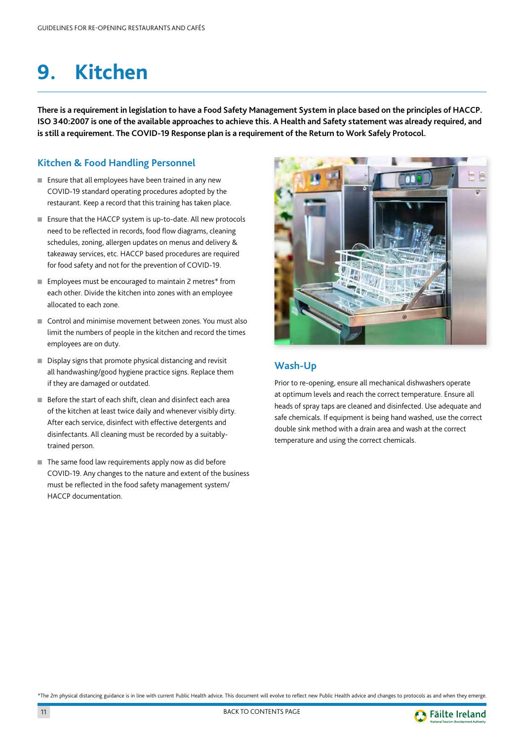# 9. Kitchen

**There is a requirement in legislation to have a Food Safety Management System in place based on the principles of HACCP. ISO 340:2007 is one of the available approaches to achieve this. A Health and Safety statement was already required, and is still a requirement. The COVID-19 Response plan is a requirement of the Return to Work Safely Protocol.**

## Kitchen & Food Handling Personnel

- Ensure that all employees have been trained in any new COVID-19 standard operating procedures adopted by the restaurant. Keep a record that this training has taken place.
- Ensure that the HACCP system is up-to-date. All new protocols need to be reflected in records, food flow diagrams, cleaning schedules, zoning, allergen updates on menus and delivery & takeaway services, etc. HACCP based procedures are required for food safety and not for the prevention of COVID-19.
- Employees must be encouraged to maintain 2 metres* from each other. Divide the kitchen into zones with an employee allocated to each zone.
- Control and minimise movement between zones. You must also limit the numbers of people in the kitchen and record the times employees are on duty.
- Display signs that promote physical distancing and revisit all handwashing/good hygiene practice signs. Replace them if they are damaged or outdated.
- Before the start of each shift, clean and disinfect each area of the kitchen at least twice daily and whenever visibly dirty. After each service, disinfect with effective detergents and disinfectants. All cleaning must be recorded by a suitably-trained person.
- The same food law requirements apply now as did before COVID-19. Any changes to the nature and extent of the business must be reflected in the food safety management system/ HACCP documentation.

## Wash-Up

Prior to re-opening, ensure all mechanical dishwashers operate at optimum levels and reach the correct temperature. Ensure all heads of spray taps are cleaned and disinfected. Use adequate and safe chemicals. If equipment is being hand washed, use the correct double sink method with a drain area and wash at the correct temperature and using the correct chemicals.

*The 2m physical distancing guidance is in line with current Public Health advice. This document will evolve to reflect new Public Health advice and changes to protocols as and when they emerge.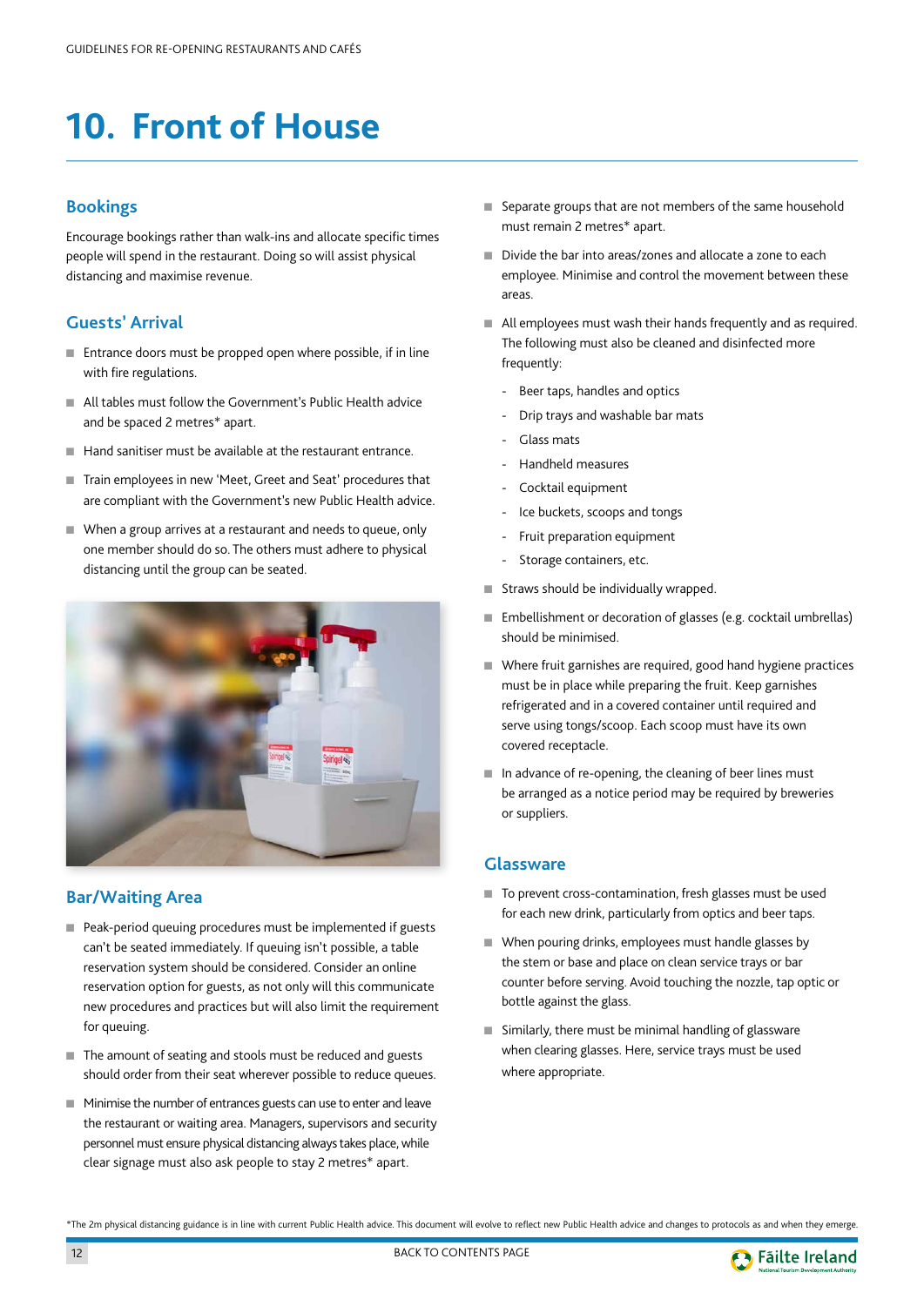# 10. Front of House

## Bookings

Encourage bookings rather than walk-ins and allocate specific times people will spend in the restaurant. Doing so will assist physical distancing and maximise revenue.

## Guests' Arrival

- Entrance doors must be propped open where possible, if in line with fire regulations.
- All tables must follow the Government's Public Health advice and be spaced 2 metres* apart.
- Hand sanitiser must be available at the restaurant entrance.
- Train employees in new 'Meet, Greet and Seat' procedures that are compliant with the Government's new Public Health advice.
- When a group arrives at a restaurant and needs to queue, only one member should do so. The others must adhere to physical distancing until the group can be seated.

## Bar/Waiting Area

- Peak-period queuing procedures must be implemented if guests can't be seated immediately. If queuing isn't possible, a table reservation system should be considered. Consider an online reservation option for guests, as not only will this communicate new procedures and practices but will also limit the requirement for queuing.
- The amount of seating and stools must be reduced and guests should order from their seat wherever possible to reduce queues.
- Minimise the number of entrances guests can use to enter and leave the restaurant or waiting area. Managers, supervisors and security personnel must ensure physical distancing always takes place, while clear signage must also ask people to stay 2 metres* apart.
- Separate groups that are not members of the same household must remain 2 metres* apart.
- Divide the bar into areas/zones and allocate a zone to each employee. Minimise and control the movement between these areas.
- All employees must wash their hands frequently and as required. The following must also be cleaned and disinfected more frequently:
  - Beer taps, handles and optics
  - Drip trays and washable bar mats
  - Glass mats
  - Handheld measures
  - Cocktail equipment
  - Ice buckets, scoops and tongs
  - Fruit preparation equipment
  - Storage containers, etc.
- Straws should be individually wrapped.
- Embellishment or decoration of glasses (e.g. cocktail umbrellas) should be minimised.
- Where fruit garnishes are required, good hand hygiene practices must be in place while preparing the fruit. Keep garnishes refrigerated and in a covered container until required and serve using tongs/scoop. Each scoop must have its own covered receptacle.
- In advance of re-opening, the cleaning of beer lines must be arranged as a notice period may be required by breweries or suppliers.

## Glassware

- To prevent cross-contamination, fresh glasses must be used for each new drink, particularly from optics and beer taps.
- When pouring drinks, employees must handle glasses by the stem or base and place on clean service trays or bar counter before serving. Avoid touching the nozzle, tap optic or bottle against the glass.
- Similarly, there must be minimal handling of glassware when clearing glasses. Here, service trays must be used where appropriate.

*The 2m physical distancing guidance is in line with current Public Health advice. This document will evolve to reflect new Public Health advice and changes to protocols as and when they emerge.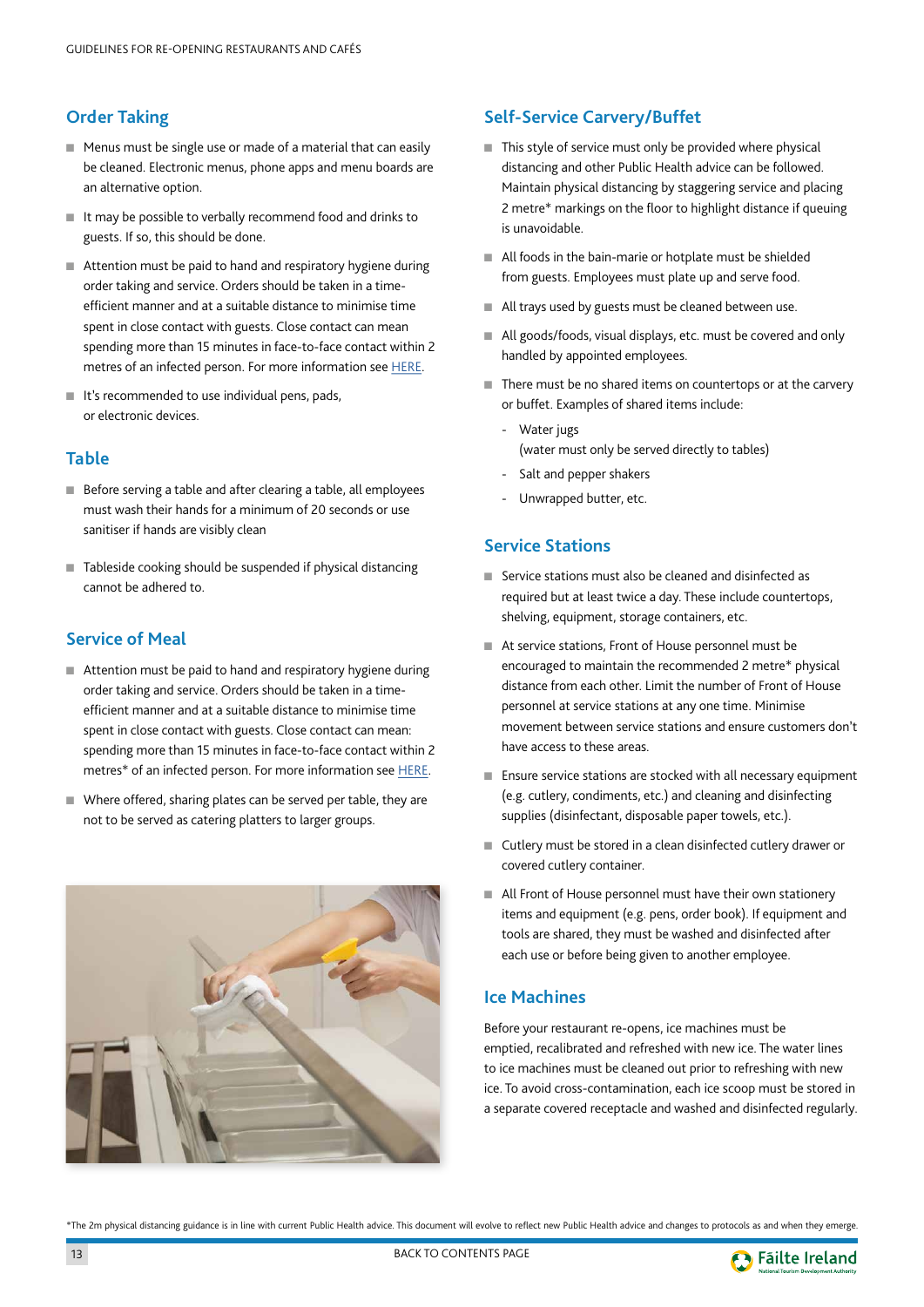## Order Taking

- Menus must be single use or made of a material that can easily be cleaned. Electronic menus, phone apps and menu boards are an alternative option.
- It may be possible to verbally recommend food and drinks to guests. If so, this should be done.
- Attention must be paid to hand and respiratory hygiene during order taking and service. Orders should be taken in a time-efficient manner and at a suitable distance to minimise time spent in close contact with guests. Close contact can mean spending more than 15 minutes in face-to-face contact within 2 metres of an infected person. For more information see HERE.
- It's recommended to use individual pens, pads, or electronic devices.

## Table

- Before serving a table and after clearing a table, all employees must wash their hands for a minimum of 20 seconds or use sanitiser if hands are visibly clean
- Tableside cooking should be suspended if physical distancing cannot be adhered to.

## Service of Meal

- Attention must be paid to hand and respiratory hygiene during order taking and service. Orders should be taken in a time-efficient manner and at a suitable distance to minimise time spent in close contact with guests. Close contact can mean: spending more than 15 minutes in face-to-face contact within 2 metres* of an infected person. For more information see HERE.
- Where offered, sharing plates can be served per table, they are not to be served as catering platters to larger groups.

## Self-Service Carvery/Buffet

- This style of service must only be provided where physical distancing and other Public Health advice can be followed. Maintain physical distancing by staggering service and placing 2 metre* markings on the floor to highlight distance if queuing is unavoidable.
- All foods in the bain-marie or hotplate must be shielded from guests. Employees must plate up and serve food.
- All trays used by guests must be cleaned between use.
- All goods/foods, visual displays, etc. must be covered and only handled by appointed employees.
- There must be no shared items on countertops or at the carvery or buffet. Examples of shared items include:
  - Water jugs (water must only be served directly to tables)
  - Salt and pepper shakers
  - Unwrapped butter, etc.

## Service Stations

- Service stations must also be cleaned and disinfected as required but at least twice a day. These include countertops, shelving, equipment, storage containers, etc.
- At service stations, Front of House personnel must be encouraged to maintain the recommended 2 metre* physical distance from each other. Limit the number of Front of House personnel at service stations at any one time. Minimise movement between service stations and ensure customers don't have access to these areas.
- Ensure service stations are stocked with all necessary equipment (e.g. cutlery, condiments, etc.) and cleaning and disinfecting supplies (disinfectant, disposable paper towels, etc.).
- Cutlery must be stored in a clean disinfected cutlery drawer or covered cutlery container.
- All Front of House personnel must have their own stationery items and equipment (e.g. pens, order book). If equipment and tools are shared, they must be washed and disinfected after each use or before being given to another employee.

## Ice Machines

Before your restaurant re-opens, ice machines must be emptied, recalibrated and refreshed with new ice. The water lines to ice machines must be cleaned out prior to refreshing with new ice. To avoid cross-contamination, each ice scoop must be stored in a separate covered receptacle and washed and disinfected regularly.

*The 2m physical distancing guidance is in line with current Public Health advice. This document will evolve to reflect new Public Health advice and changes to protocols as and when they emerge.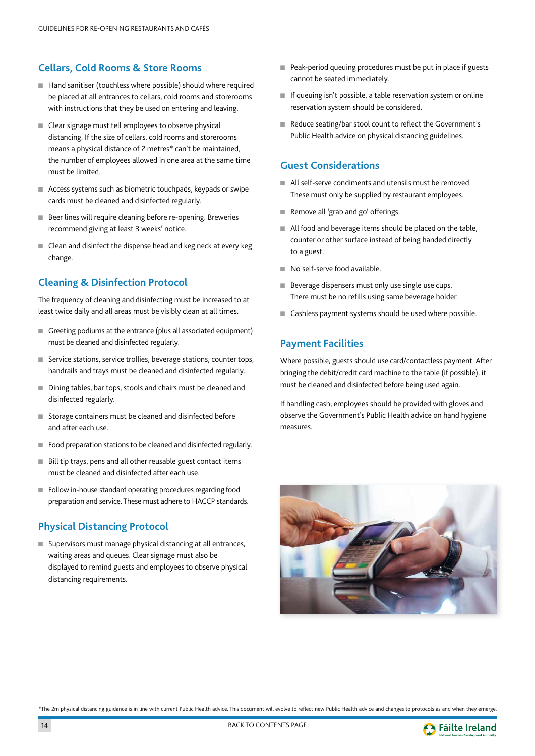## Cellars, Cold Rooms & Store Rooms

- Hand sanitiser (touchless where possible) should where required be placed at all entrances to cellars, cold rooms and storerooms with instructions that they be used on entering and leaving.
- Clear signage must tell employees to observe physical distancing. If the size of cellars, cold rooms and storerooms means a physical distance of 2 metres* can't be maintained, the number of employees allowed in one area at the same time must be limited.
- Access systems such as biometric touchpads, keypads or swipe cards must be cleaned and disinfected regularly.
- Beer lines will require cleaning before re-opening. Breweries recommend giving at least 3 weeks' notice.
- Clean and disinfect the dispense head and keg neck at every keg change.

## Cleaning & Disinfection Protocol

The frequency of cleaning and disinfecting must be increased to at least twice daily and all areas must be visibly clean at all times.

- Greeting podiums at the entrance (plus all associated equipment) must be cleaned and disinfected regularly.
- Service stations, service trolleys, beverage stations, counter tops, handrails and trays must be cleaned and disinfected regularly.
- Dining tables, bar tops, stools and chairs must be cleaned and disinfected regularly.
- Storage containers must be cleaned and disinfected before and after each use.
- Food preparation stations to be cleaned and disinfected regularly.
- Bill tip trays, pens and all other reusable guest contact items must be cleaned and disinfected after each use.
- Follow in-house standard operating procedures regarding food preparation and service. These must adhere to HACCP standards.

## Physical Distancing Protocol

- Supervisors must manage physical distancing at all entrances, waiting areas and queues. Clear signage must also be displayed to remind guests and employees to observe physical distancing requirements.
- Peak-period queuing procedures must be put in place if guests cannot be seated immediately.
- If queuing isn't possible, a table reservation system or online reservation system should be considered.
- Reduce seating/bar stool count to reflect the Government's Public Health advice on physical distancing guidelines.

## Guest Considerations

- All self-serve condiments and utensils must be removed. These must only be supplied by restaurant employees.
- Remove all 'grab and go' offerings.
- All food and beverage items should be placed on the table, counter or other surface instead of being handed directly to a guest.
- No self-serve food available.
- Beverage dispensers must only use single use cups. There must be no refills using same beverage holder.
- Cashless payment systems should be used where possible.

## Payment Facilities

Where possible, guests should use card/contactless payment. After bringing the debit/credit card machine to the table (if possible), it must be cleaned and disinfected before being used again.

If handling cash, employees should be provided with gloves and observe the Government's Public Health advice on hand hygiene measures.

*The 2m physical distancing guidance is in line with current Public Health advice. This document will evolve to reflect new Public Health advice and changes to protocols as and when they emerge.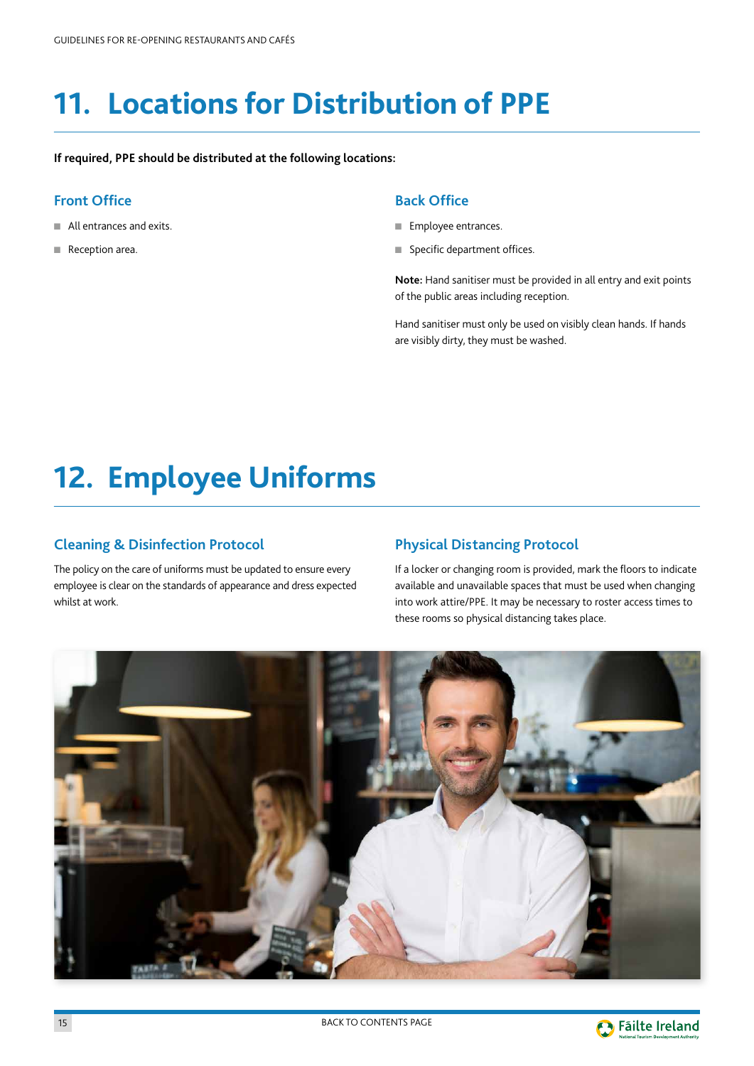# 11. Locations for Distribution of PPE

**If required, PPE should be distributed at the following locations:**

### Front Office

- All entrances and exits.
- Reception area.

### Back Office

- Employee entrances.
- Specific department offices.

**Note:** Hand sanitiser must be provided in all entry and exit points of the public areas including reception.

Hand sanitiser must only be used on visibly clean hands. If hands are visibly dirty, they must be washed.

# 12. Employee Uniforms

### Cleaning & Disinfection Protocol

The policy on the care of uniforms must be updated to ensure every employee is clear on the standards of appearance and dress expected whilst at work.

### Physical Distancing Protocol

If a locker or changing room is provided, mark the floors to indicate available and unavailable spaces that must be used when changing into work attire/PPE. It may be necessary to roster access times to these rooms so physical distancing takes place.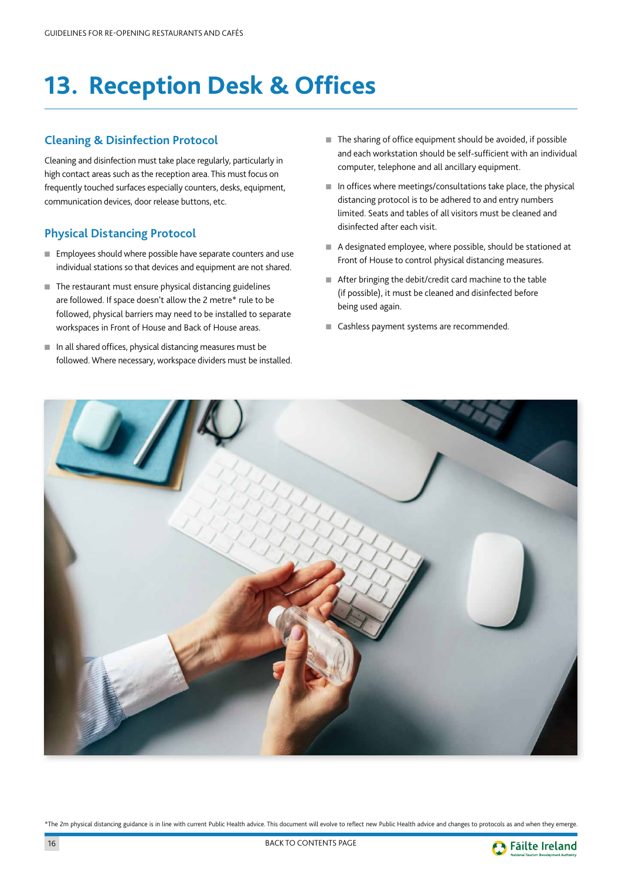# 13. Reception Desk & Offices

## Cleaning & Disinfection Protocol

Cleaning and disinfection must take place regularly, particularly in high contact areas such as the reception area. This must focus on frequently touched surfaces especially counters, desks, equipment, communication devices, door release buttons, etc.

## Physical Distancing Protocol

- Employees should where possible have separate counters and use individual stations so that devices and equipment are not shared.
- The restaurant must ensure physical distancing guidelines are followed. If space doesn't allow the 2 metre* rule to be followed, physical barriers may need to be installed to separate workspaces in Front of House and Back of House areas.
- In all shared offices, physical distancing measures must be followed. Where necessary, workspace dividers must be installed.
- The sharing of office equipment should be avoided, if possible and each workstation should be self-sufficient with an individual computer, telephone and all ancillary equipment.
- In offices where meetings/consultations take place, the physical distancing protocol is to be adhered to and entry numbers limited. Seats and tables of all visitors must be cleaned and disinfected after each visit.
- A designated employee, where possible, should be stationed at Front of House to control physical distancing measures.
- After bringing the debit/credit card machine to the table (if possible), it must be cleaned and disinfected before being used again.
- Cashless payment systems are recommended.

*The 2m physical distancing guidance is in line with current Public Health advice. This document will evolve to reflect new Public Health advice and changes to protocols as and when they emerge.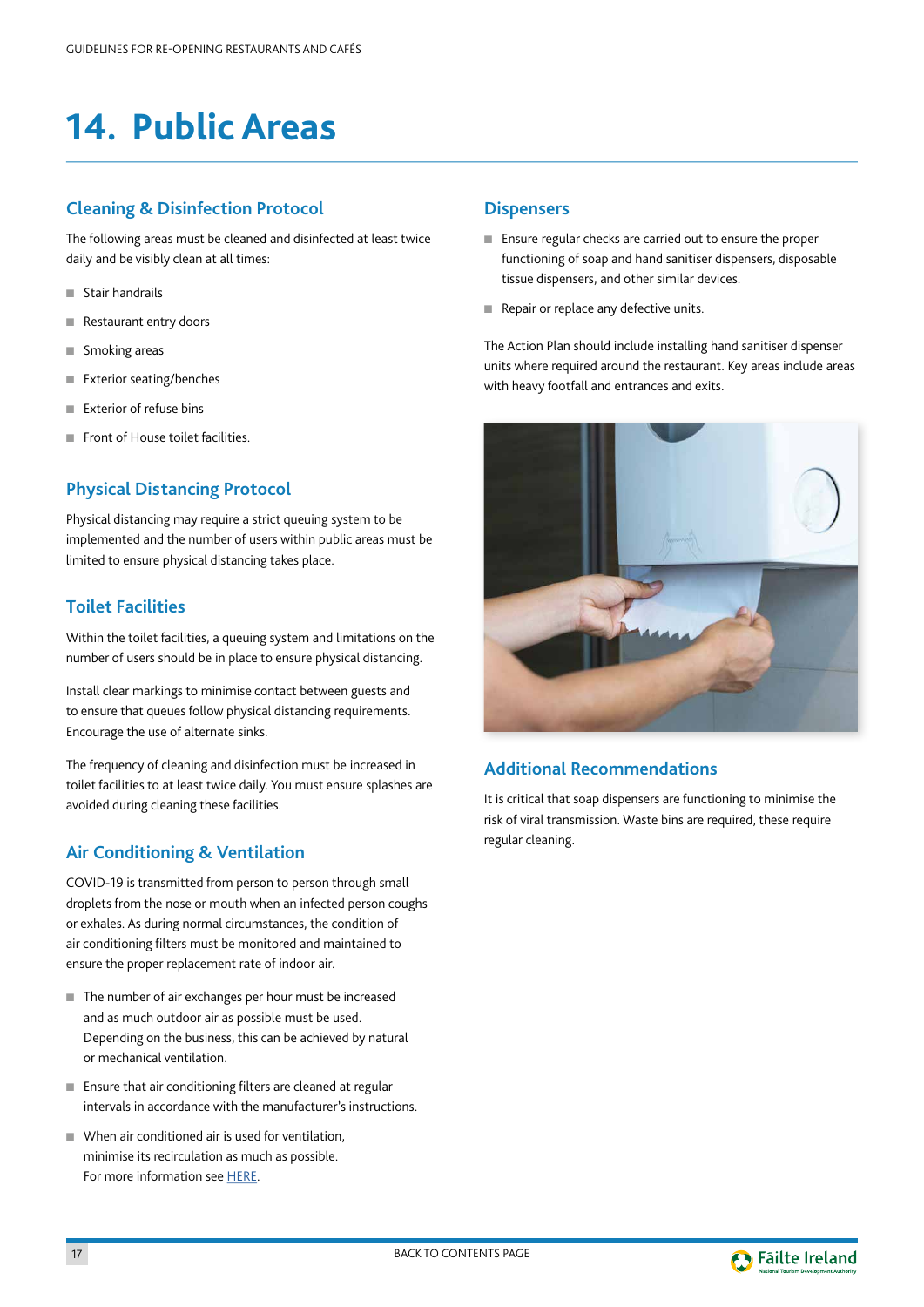# 14. Public Areas

## Cleaning & Disinfection Protocol

The following areas must be cleaned and disinfected at least twice daily and be visibly clean at all times:

- Stair handrails
- Restaurant entry doors
- Smoking areas
- Exterior seating/benches
- Exterior of refuse bins
- Front of House toilet facilities.

## Physical Distancing Protocol

Physical distancing may require a strict queuing system to be implemented and the number of users within public areas must be limited to ensure physical distancing takes place.

## Toilet Facilities

Within the toilet facilities, a queuing system and limitations on the number of users should be in place to ensure physical distancing.

Install clear markings to minimise contact between guests and to ensure that queues follow physical distancing requirements. Encourage the use of alternate sinks.

The frequency of cleaning and disinfection must be increased in toilet facilities to at least twice daily. You must ensure splashes are avoided during cleaning these facilities.

## Air Conditioning & Ventilation

COVID-19 is transmitted from person to person through small droplets from the nose or mouth when an infected person coughs or exhales. As during normal circumstances, the condition of air conditioning filters must be monitored and maintained to ensure the proper replacement rate of indoor air.

- The number of air exchanges per hour must be increased and as much outdoor air as possible must be used. Depending on the business, this can be achieved by natural or mechanical ventilation.
- Ensure that air conditioning filters are cleaned at regular intervals in accordance with the manufacturer's instructions.
- When air conditioned air is used for ventilation, minimise its recirculation as much as possible. For more information see HERE.

## Dispensers

- Ensure regular checks are carried out to ensure the proper functioning of soap and hand sanitiser dispensers, disposable tissue dispensers, and other similar devices.
- Repair or replace any defective units.

The Action Plan should include installing hand sanitiser dispenser units where required around the restaurant. Key areas include areas with heavy footfall and entrances and exits.

## Additional Recommendations

It is critical that soap dispensers are functioning to minimise the risk of viral transmission. Waste bins are required, these require regular cleaning.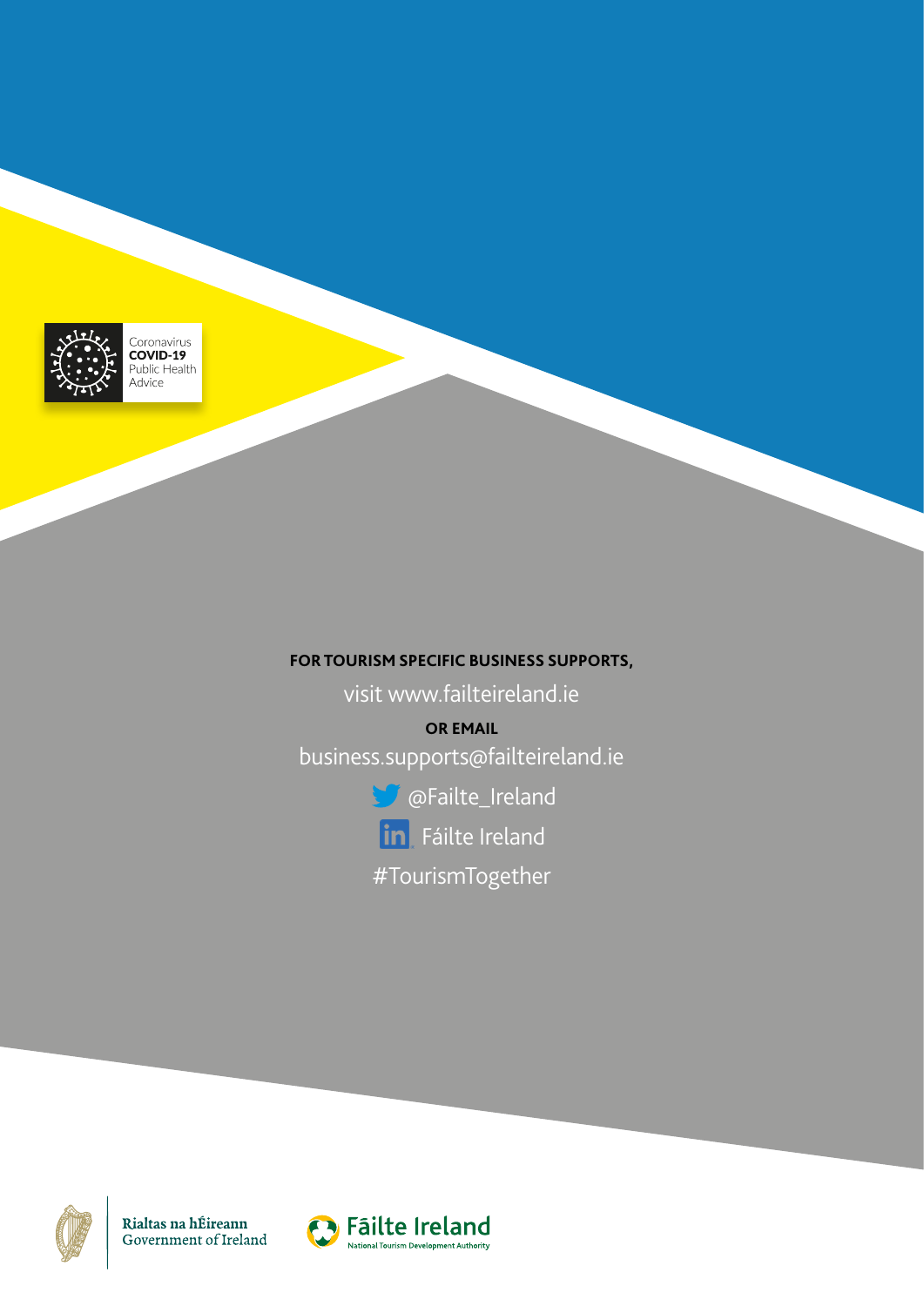Coronavirus
**COVID-19**
Public Health
Advice

**FOR TOURISM SPECIFIC BUSINESS SUPPORTS,**

visit www.failteireland.ie

**OR EMAIL**

business.supports@failteireland.ie

@Failte_Ireland

Fáilte Ireland

#TourismTogether

Rialtas na hÉireann
Government of Ireland

Fáilte Ireland
National Tourism Development Authority